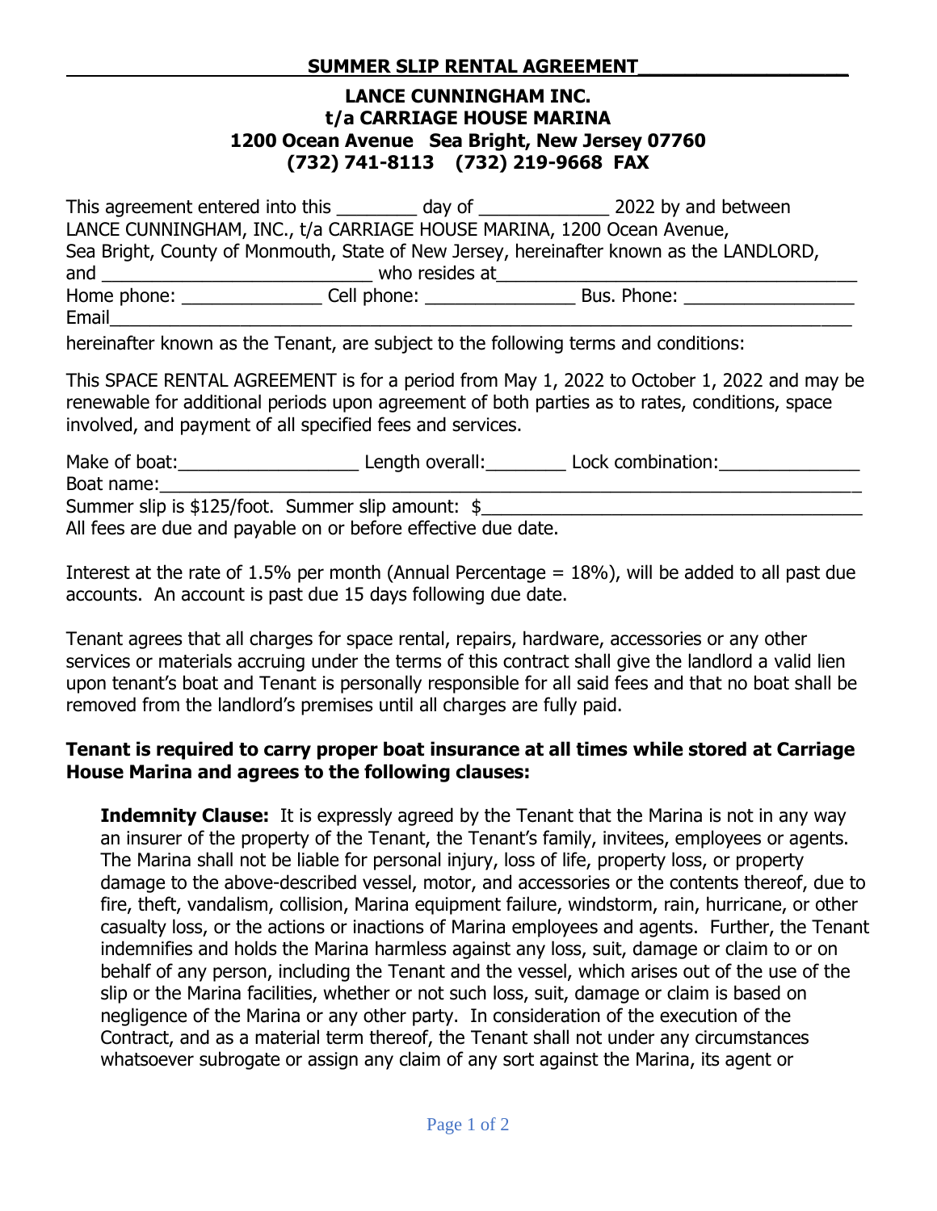## SUMMER SLIP RENTAL AGREEMENT

**LANCE CUNNINGHAM INC.**
**t/a CARRIAGE HOUSE MARINA**
**1200 Ocean Avenue Sea Bright, New Jersey 07760**
**(732) 741-8113 (732) 219-9668 FAX**

This agreement entered into this ________ day of _____________ 2022 by and between LANCE CUNNINGHAM, INC., t/a CARRIAGE HOUSE MARINA, 1200 Ocean Avenue, Sea Bright, County of Monmouth, State of New Jersey, hereinafter known as the LANDLORD, and ___________________________ who resides at_______________________________________
Home phone: ______________ Cell phone: _______________ Bus. Phone: _________________
Email_____________________________________________________________________________

hereinafter known as the Tenant, are subject to the following terms and conditions:

This SPACE RENTAL AGREEMENT is for a period from May 1, 2022 to October 1, 2022 and may be renewable for additional periods upon agreement of both parties as to rates, conditions, space involved, and payment of all specified fees and services.

Make of boat:__________________ Length overall:________ Lock combination:______________
Boat name:________________________________________________________________________
Summer slip is $125/foot. Summer slip amount: $______________________________________
All fees are due and payable on or before effective due date.

Interest at the rate of 1.5% per month (Annual Percentage = 18%), will be added to all past due accounts. An account is past due 15 days following due date.

Tenant agrees that all charges for space rental, repairs, hardware, accessories or any other services or materials accruing under the terms of this contract shall give the landlord a valid lien upon tenant's boat and Tenant is personally responsible for all said fees and that no boat shall be removed from the landlord's premises until all charges are fully paid.

**Tenant is required to carry proper boat insurance at all times while stored at Carriage House Marina and agrees to the following clauses:**

**Indemnity Clause:** It is expressly agreed by the Tenant that the Marina is not in any way an insurer of the property of the Tenant, the Tenant's family, invitees, employees or agents. The Marina shall not be liable for personal injury, loss of life, property loss, or property damage to the above-described vessel, motor, and accessories or the contents thereof, due to fire, theft, vandalism, collision, Marina equipment failure, windstorm, rain, hurricane, or other casualty loss, or the actions or inactions of Marina employees and agents. Further, the Tenant indemnifies and holds the Marina harmless against any loss, suit, damage or claim to or on behalf of any person, including the Tenant and the vessel, which arises out of the use of the slip or the Marina facilities, whether or not such loss, suit, damage or claim is based on negligence of the Marina or any other party. In consideration of the execution of the Contract, and as a material term thereof, the Tenant shall not under any circumstances whatsoever subrogate or assign any claim of any sort against the Marina, its agent or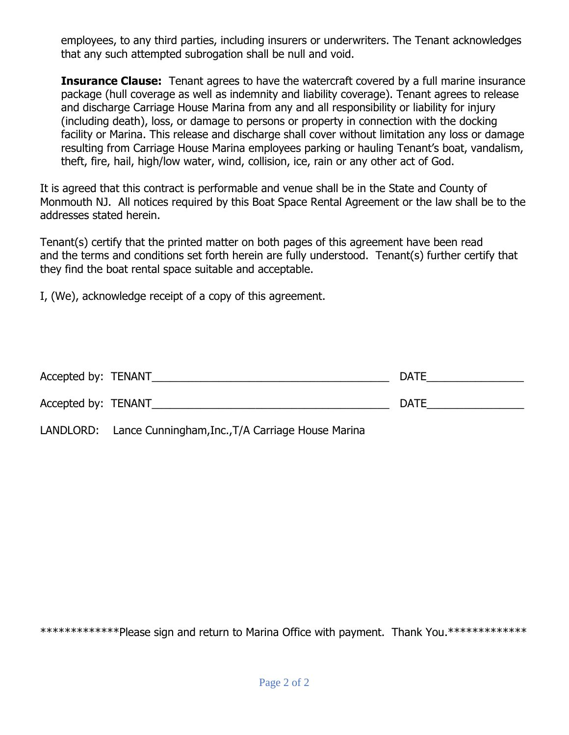employees, to any third parties, including insurers or underwriters. The Tenant acknowledges that any such attempted subrogation shall be null and void.

**Insurance Clause:** Tenant agrees to have the watercraft covered by a full marine insurance package (hull coverage as well as indemnity and liability coverage). Tenant agrees to release and discharge Carriage House Marina from any and all responsibility or liability for injury (including death), loss, or damage to persons or property in connection with the docking facility or Marina. This release and discharge shall cover without limitation any loss or damage resulting from Carriage House Marina employees parking or hauling Tenant's boat, vandalism, theft, fire, hail, high/low water, wind, collision, ice, rain or any other act of God.

It is agreed that this contract is performable and venue shall be in the State and County of Monmouth NJ. All notices required by this Boat Space Rental Agreement or the law shall be to the addresses stated herein.

Tenant(s) certify that the printed matter on both pages of this agreement have been read and the terms and conditions set forth herein are fully understood. Tenant(s) further certify that they find the boat rental space suitable and acceptable.

I, (We), acknowledge receipt of a copy of this agreement.

Accepted by: TENANT________________________________________ DATE________________

Accepted by: TENANT________________________________________ DATE________________

LANDLORD: Lance Cunningham,Inc.,T/A Carriage House Marina

*************Please sign and return to Marina Office with payment. Thank You.*************